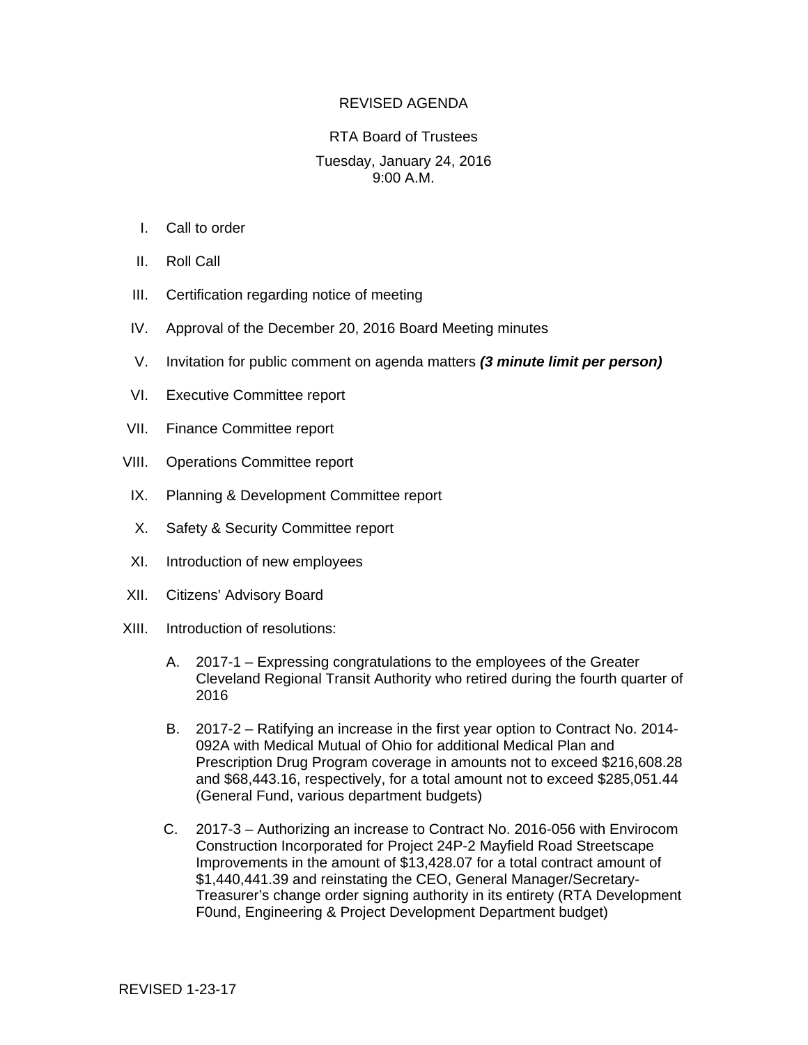# REVISED AGENDA

RTA Board of Trustees

Tuesday, January 24, 2016
9:00 A.M.

I. Call to order

II. Roll Call

III. Certification regarding notice of meeting

IV. Approval of the December 20, 2016 Board Meeting minutes

V. Invitation for public comment on agenda matters ***(3 minute limit per person)***

VI. Executive Committee report

VII. Finance Committee report

VIII. Operations Committee report

IX. Planning & Development Committee report

X. Safety & Security Committee report

XI. Introduction of new employees

XII. Citizens' Advisory Board

XIII. Introduction of resolutions:

A. 2017-1 – Expressing congratulations to the employees of the Greater Cleveland Regional Transit Authority who retired during the fourth quarter of 2016

B. 2017-2 – Ratifying an increase in the first year option to Contract No. 2014-092A with Medical Mutual of Ohio for additional Medical Plan and Prescription Drug Program coverage in amounts not to exceed $216,608.28 and $68,443.16, respectively, for a total amount not to exceed $285,051.44 (General Fund, various department budgets)

C. 2017-3 – Authorizing an increase to Contract No. 2016-056 with Envirocom Construction Incorporated for Project 24P-2 Mayfield Road Streetscape Improvements in the amount of $13,428.07 for a total contract amount of $1,440,441.39 and reinstating the CEO, General Manager/Secretary-Treasurer's change order signing authority in its entirety (RTA Development F0und, Engineering & Project Development Department budget)

REVISED 1-23-17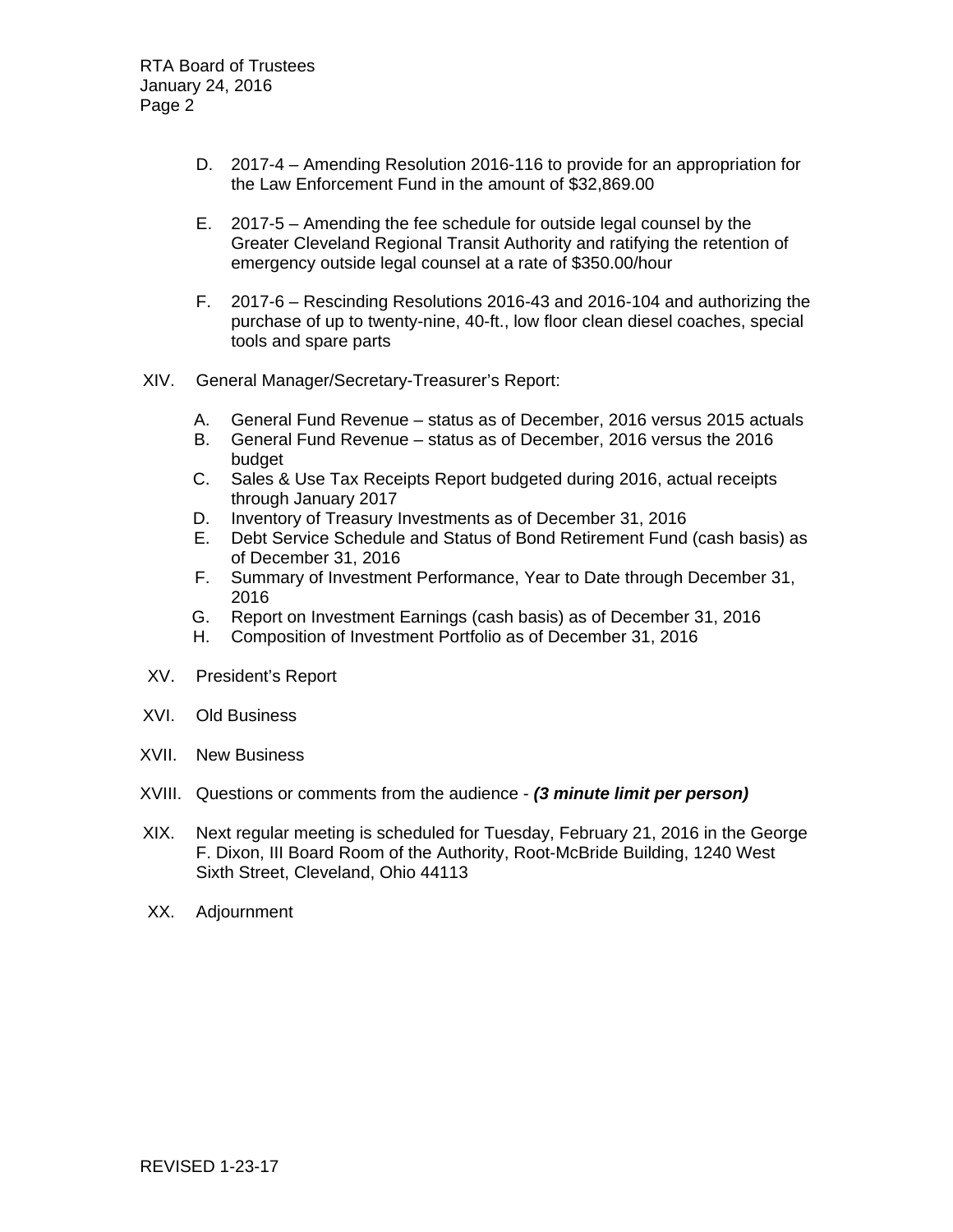D. 2017-4 – Amending Resolution 2016-116 to provide for an appropriation for the Law Enforcement Fund in the amount of $32,869.00

E. 2017-5 – Amending the fee schedule for outside legal counsel by the Greater Cleveland Regional Transit Authority and ratifying the retention of emergency outside legal counsel at a rate of $350.00/hour

F. 2017-6 – Rescinding Resolutions 2016-43 and 2016-104 and authorizing the purchase of up to twenty-nine, 40-ft., low floor clean diesel coaches, special tools and spare parts

XIV. General Manager/Secretary-Treasurer's Report:

A. General Fund Revenue – status as of December, 2016 versus 2015 actuals
B. General Fund Revenue – status as of December, 2016 versus the 2016 budget
C. Sales & Use Tax Receipts Report budgeted during 2016, actual receipts through January 2017
D. Inventory of Treasury Investments as of December 31, 2016
E. Debt Service Schedule and Status of Bond Retirement Fund (cash basis) as of December 31, 2016
F. Summary of Investment Performance, Year to Date through December 31, 2016
G. Report on Investment Earnings (cash basis) as of December 31, 2016
H. Composition of Investment Portfolio as of December 31, 2016

XV. President's Report

XVI. Old Business

XVII. New Business

XVIII. Questions or comments from the audience - ***(3 minute limit per person)***

XIX. Next regular meeting is scheduled for Tuesday, February 21, 2016 in the George F. Dixon, III Board Room of the Authority, Root-McBride Building, 1240 West Sixth Street, Cleveland, Ohio 44113

XX. Adjournment

REVISED 1-23-17